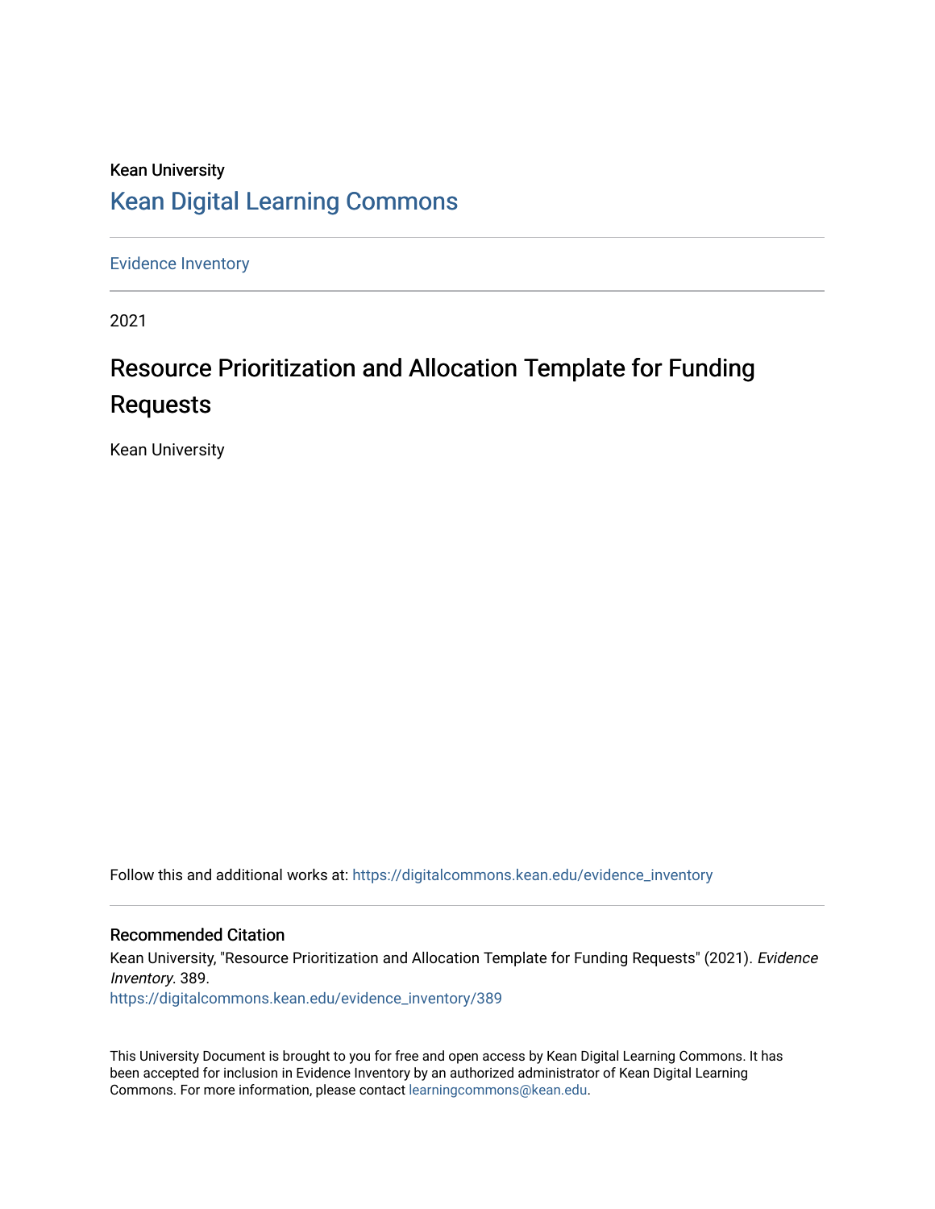Kean University

# Kean Digital Learning Commons

Evidence Inventory

2021

## Resource Prioritization and Allocation Template for Funding Requests

Kean University

Follow this and additional works at: https://digitalcommons.kean.edu/evidence_inventory

### Recommended Citation

Kean University, "Resource Prioritization and Allocation Template for Funding Requests" (2021). *Evidence Inventory*. 389.
https://digitalcommons.kean.edu/evidence_inventory/389

This University Document is brought to you for free and open access by Kean Digital Learning Commons. It has been accepted for inclusion in Evidence Inventory by an authorized administrator of Kean Digital Learning Commons. For more information, please contact learningcommons@kean.edu.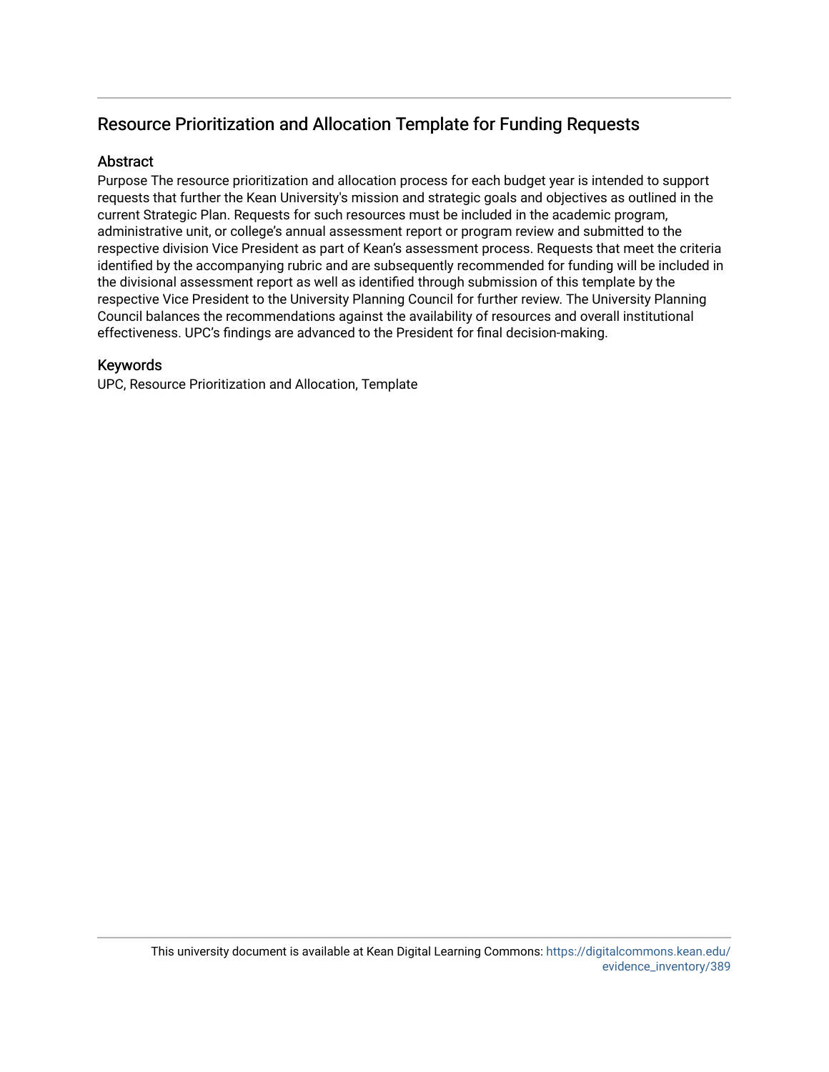# Resource Prioritization and Allocation Template for Funding Requests

## Abstract

Purpose The resource prioritization and allocation process for each budget year is intended to support requests that further the Kean University's mission and strategic goals and objectives as outlined in the current Strategic Plan. Requests for such resources must be included in the academic program, administrative unit, or college's annual assessment report or program review and submitted to the respective division Vice President as part of Kean's assessment process. Requests that meet the criteria identified by the accompanying rubric and are subsequently recommended for funding will be included in the divisional assessment report as well as identified through submission of this template by the respective Vice President to the University Planning Council for further review. The University Planning Council balances the recommendations against the availability of resources and overall institutional effectiveness. UPC's findings are advanced to the President for final decision-making.

## Keywords

UPC, Resource Prioritization and Allocation, Template

This university document is available at Kean Digital Learning Commons: https://digitalcommons.kean.edu/evidence_inventory/389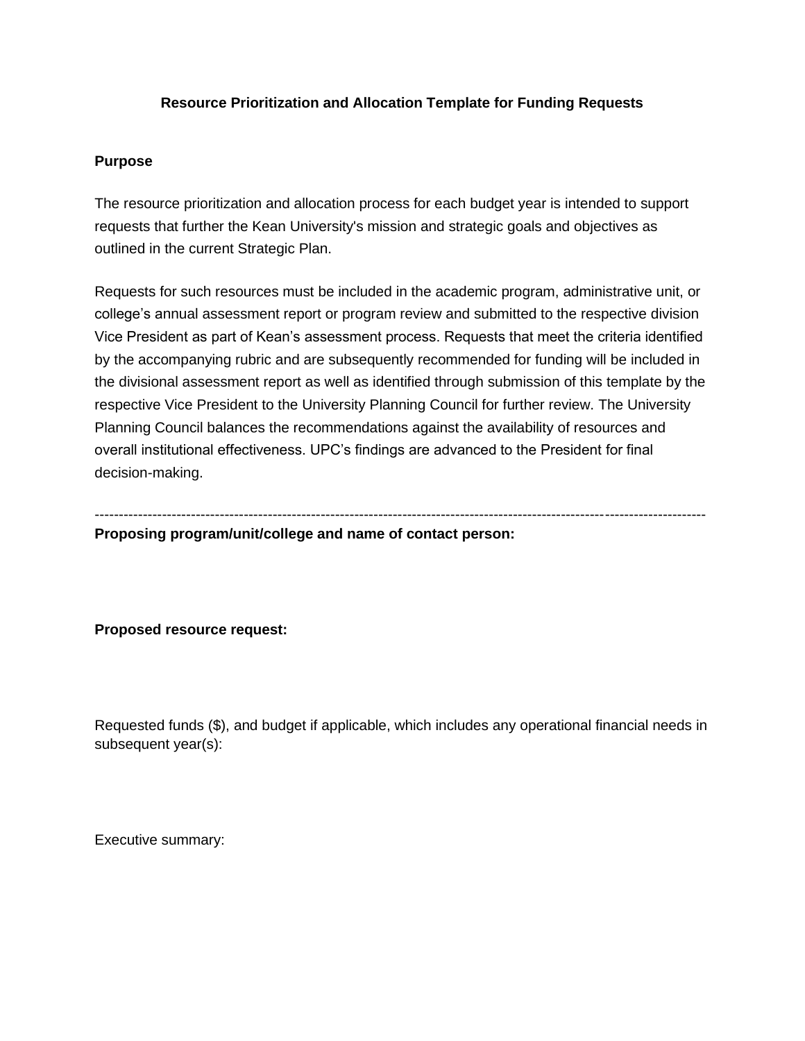**Resource Prioritization and Allocation Template for Funding Requests**

**Purpose**

The resource prioritization and allocation process for each budget year is intended to support requests that further the Kean University's mission and strategic goals and objectives as outlined in the current Strategic Plan.

Requests for such resources must be included in the academic program, administrative unit, or college's annual assessment report or program review and submitted to the respective division Vice President as part of Kean's assessment process. Requests that meet the criteria identified by the accompanying rubric and are subsequently recommended for funding will be included in the divisional assessment report as well as identified through submission of this template by the respective Vice President to the University Planning Council for further review. The University Planning Council balances the recommendations against the availability of resources and overall institutional effectiveness. UPC's findings are advanced to the President for final decision-making.

---

**Proposing program/unit/college and name of contact person:**

**Proposed resource request:**

Requested funds ($), and budget if applicable, which includes any operational financial needs in subsequent year(s):

Executive summary: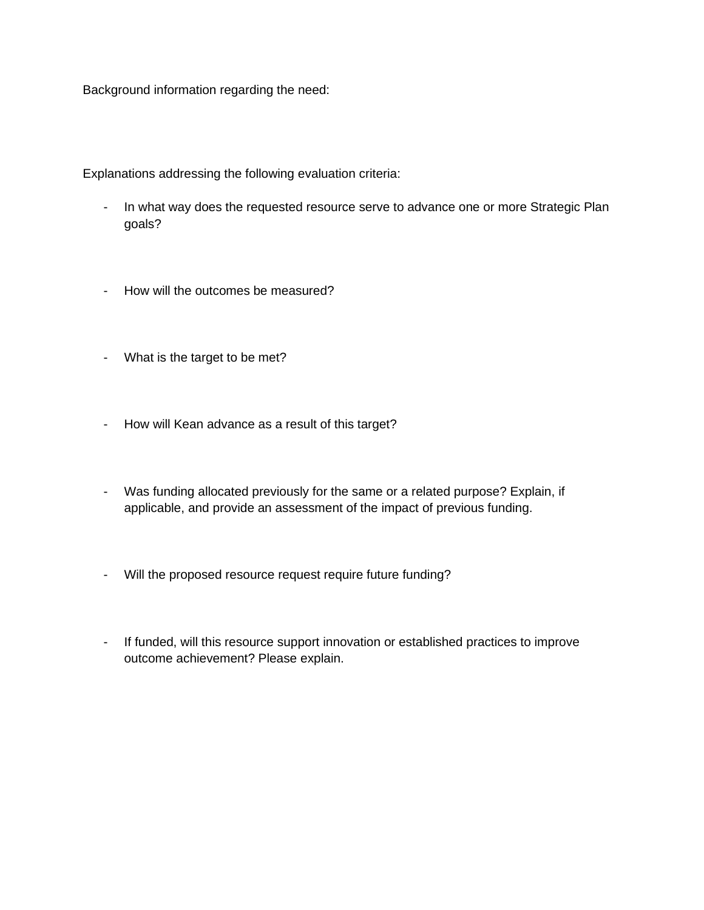Background information regarding the need:

Explanations addressing the following evaluation criteria:

- In what way does the requested resource serve to advance one or more Strategic Plan goals?

- How will the outcomes be measured?

- What is the target to be met?

- How will Kean advance as a result of this target?

- Was funding allocated previously for the same or a related purpose? Explain, if applicable, and provide an assessment of the impact of previous funding.

- Will the proposed resource request require future funding?

- If funded, will this resource support innovation or established practices to improve outcome achievement? Please explain.